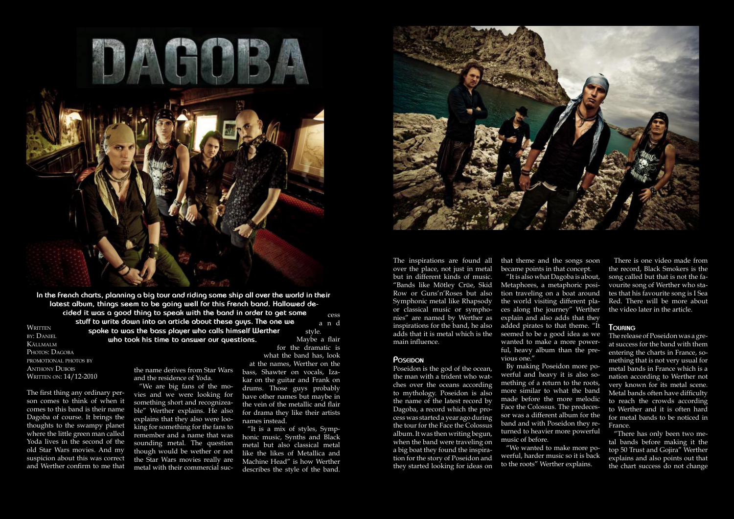# DAGOBA

**In the French charts, planning a big tour and riding some ship all over the world in their latest album, things seem to be going well for this French band. Hallowed decided it was a good thing to speak with the band in order to get some stuff to write down into an article about these guys. The one we spoke to was the bass player who calls himself Werther who took his time to answer our questions.**

Written by: Daniel Källmalm
Photos: Dagoba promotional photos by Anthony Dubois
Written on: 14/12-2010

The first thing any ordinary person comes to think of when it comes to this band is their name Dagoba of course. It brings the thoughts to the swampy planet where the little green man called Yoda lives in the second of the old Star Wars movies. And my suspicion about this was correct and Werther confirm to me that the name derives from Star Wars and the residence of Yoda.

"We are big fans of the movies and we were looking for something short and recognizeable" Werther explains. He also explains that they also were looking for something for the fans to remember and a name that was sounding metal. The question though would be wether or not the Star Wars movies really are metal with their commercial success and style.

Maybe a flair for the dramatic is what the band has, look at the names, Werther on the bass, Shawter on vocals, Izakar on the guitar and Frank on drums. Those guys probably have other names but maybe in the vein of the metallic and flair for drama they like their artists names instead.

"It is a mix of styles, Symphonic music, Synths and Black metal but also classical metal like the likes of Metallica and Machine Head" is how Werther describes the style of the band.

The inspirations are found all over the place, not just in metal but in different kinds of music. "Bands like Mötley Crüe, Skid Row or Guns'n'Roses but also Symphonic metal like Rhapsody or classical music or symphonies" are named by Werther as inspirations for the band, he also adds that it is metal which is the main influence.

## Poseidon

Poseidon is the god of the ocean, the man with a trident who watches over the oceans according to mythology. Poseidon is also the name of the latest record by Dagoba, a record which the process was started a year ago during the tour for the Face the Colossus album. It was then writing begun, when the band were traveling on a big boat they found the inspiration for the story of Poseidon and they started looking for ideas on that theme and the songs soon became points in that concept.

"It is also what Dagoba is about, Metaphores, a metaphoric position traveling on a boat around the world visiting different places along the journey" Werther explain and also adds that they added pirates to that theme. "It seemed to be a good idea as we wanted to make a more powerful, heavy album than the previous one."

By making Poseidon more powerful and heavy it is also something of a return to the roots, more similar to what the band made before the more melodic Face the Colossus. The predecessor was a different album for the band and with Poseidon they returned to heavier more powerful music of before.

"We wanted to make more powerful, harder music so it is back to the roots" Werther explains.

There is one video made from the record, Black Smokers is the song called but that is not the favourite song of Werther who states that his favourite song is I Sea Red. There will be more about the video later in the article.

## Touring

The release of Poseidon was a great success for the band with them entering the charts in France, something that is not very usual for metal bands in France which is a nation according to Werther not very known for its metal scene. Metal bands often have difficulty to reach the crowds according to Werther and it is often hard for metal bands to be noticed in France.

"There has only been two metal bands before making it the top 50 Trust and Gojira" Werther explains and also points out that the chart success do not change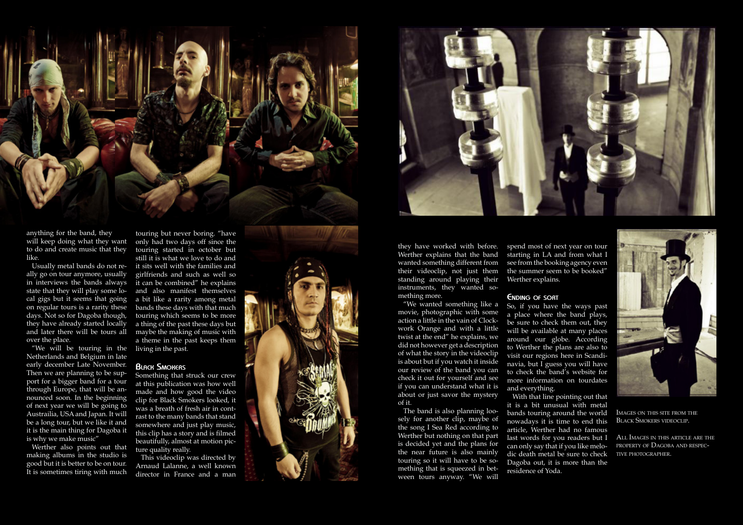anything for the band, they will keep doing what they want to do and create music that they like.

Usually metal bands do not really go on tour anymore, usually in interviews the bands always state that they will play some local gigs but it seems that going on regular tours is a rarity these days. Not so for Dagoba though, they have already started locally and later there will be tours all over the place.

"We will be touring in the Netherlands and Belgium in late early december Late November. Then we are planning to be support for a bigger band for a tour through Europe, that will be announced soon. In the beginning of next year we will be going to Austrailia, USA and Japan. It will be a long tour, but we like it and it is the main thing for Dagoba it is why we make music"

Werther also points out that making albums in the studio is good but it is better to be on tour. It is sometimes tiring with much touring but never boring. "have only had two days off since the touring started in october but still it is what we love to do and it sits well with the families and girlfriends and such as well so it can be combined" he explains and also manifest themselves a bit like a rarity among metal bands these days with that much touring which seems to be more a thing of the past these days but maybe the making of music with a theme in the past keeps them living in the past.

## Black Smokers

Something that struck our crew at this publication was how well made and how good the video clip for Black Smokers looked, it was a breath of fresh air in contrast to the many bands that stand somewhere and just play music, this clip has a story and is filmed beautifully, almost at motion picture quality really.

This videoclip was directed by Arnaud Lalanne, a well known director in France and a man they have worked with before. Werther explains that the band wanted something different from their videoclip, not just them standing around playing their instruments, they wanted something more.

"We wanted something like a movie, photographic with some action a little in the vain of Clockwork Orange and with a little twist at the end" he explains, we did not however get a description of what the story in the videoclip is about but if you watch it inside our review of the band you can check it out for yourself and see if you can understand what it is about or just savor the mystery of it.

The band is also planning loosely for another clip, maybe of the song I Sea Red according to Werther but nothing on that part is decided yet and the plans for the near future is also mainly touring so it will have to be something that is squeezed in between tours anyway. "We will spend most of next year on tour starting in LA and from what I see from the booking agency even the summer seem to be booked" Werther explains.

## Ending of sort

So, if you have the ways past a place where the band plays, be sure to check them out, they will be available at many places around our globe. According to Werther the plans are also to visit our regions here in Scandinavia, but I guess you will have to check the band's website for more information on tourdates and everything.

With that line pointing out that it is a bit unusual with metal bands touring around the world nowadays it is time to end this article, Werther had no famous last words for you readers but I can only say that if you like melodic death metal be sure to check Dagoba out, it is more than the residence of Yoda.

Images on this site from the Black Smokers videoclip.

All Images in this article are the property of Dagoba and respective photographer.